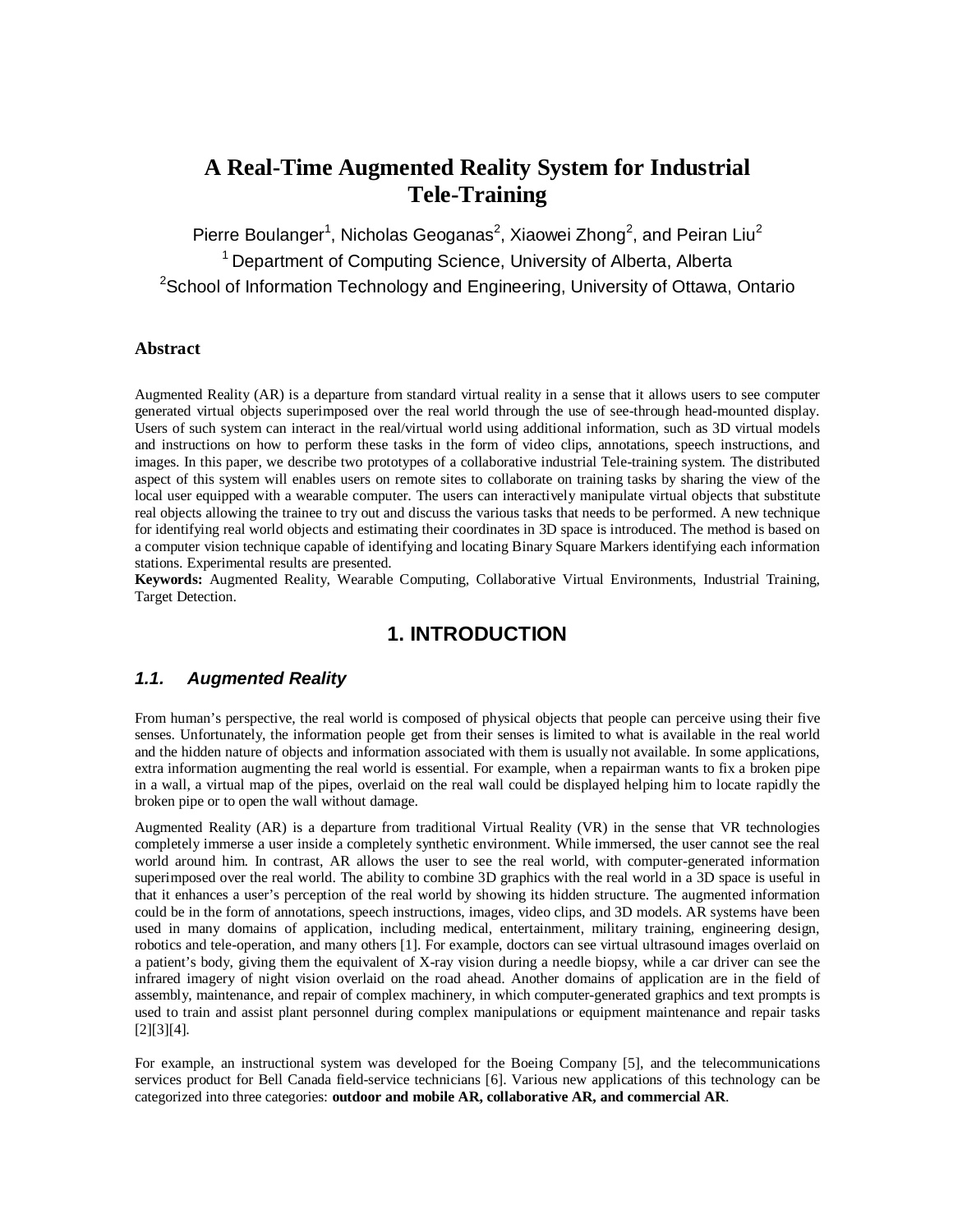# A Real-Time Augmented Reality System for Industrial Tele-Training

Pierre Boulanger[1], Nicholas Geoganas[2], Xiaowei Zhong[2], and Peiran Liu[2]

[1] Department of Computing Science, University of Alberta, Alberta

[2]School of Information Technology and Engineering, University of Ottawa, Ontario

### Abstract

Augmented Reality (AR) is a departure from standard virtual reality in a sense that it allows users to see computer generated virtual objects superimposed over the real world through the use of see-through head-mounted display. Users of such system can interact in the real/virtual world using additional information, such as 3D virtual models and instructions on how to perform these tasks in the form of video clips, annotations, speech instructions, and images. In this paper, we describe two prototypes of a collaborative industrial Tele-training system. The distributed aspect of this system will enables users on remote sites to collaborate on training tasks by sharing the view of the local user equipped with a wearable computer. The users can interactively manipulate virtual objects that substitute real objects allowing the trainee to try out and discuss the various tasks that needs to be performed. A new technique for identifying real world objects and estimating their coordinates in 3D space is introduced. The method is based on a computer vision technique capable of identifying and locating Binary Square Markers identifying each information stations. Experimental results are presented.

**Keywords:** Augmented Reality, Wearable Computing, Collaborative Virtual Environments, Industrial Training, Target Detection.

## 1. INTRODUCTION

### *1.1. Augmented Reality*

From human's perspective, the real world is composed of physical objects that people can perceive using their five senses. Unfortunately, the information people get from their senses is limited to what is available in the real world and the hidden nature of objects and information associated with them is usually not available. In some applications, extra information augmenting the real world is essential. For example, when a repairman wants to fix a broken pipe in a wall, a virtual map of the pipes, overlaid on the real wall could be displayed helping him to locate rapidly the broken pipe or to open the wall without damage.

Augmented Reality (AR) is a departure from traditional Virtual Reality (VR) in the sense that VR technologies completely immerse a user inside a completely synthetic environment. While immersed, the user cannot see the real world around him. In contrast, AR allows the user to see the real world, with computer-generated information superimposed over the real world. The ability to combine 3D graphics with the real world in a 3D space is useful in that it enhances a user's perception of the real world by showing its hidden structure. The augmented information could be in the form of annotations, speech instructions, images, video clips, and 3D models. AR systems have been used in many domains of application, including medical, entertainment, military training, engineering design, robotics and tele-operation, and many others [1]. For example, doctors can see virtual ultrasound images overlaid on a patient's body, giving them the equivalent of X-ray vision during a needle biopsy, while a car driver can see the infrared imagery of night vision overlaid on the road ahead. Another domains of application are in the field of assembly, maintenance, and repair of complex machinery, in which computer-generated graphics and text prompts is used to train and assist plant personnel during complex manipulations or equipment maintenance and repair tasks [2][3][4].

For example, an instructional system was developed for the Boeing Company [5], and the telecommunications services product for Bell Canada field-service technicians [6]. Various new applications of this technology can be categorized into three categories: **outdoor and mobile AR, collaborative AR, and commercial AR**.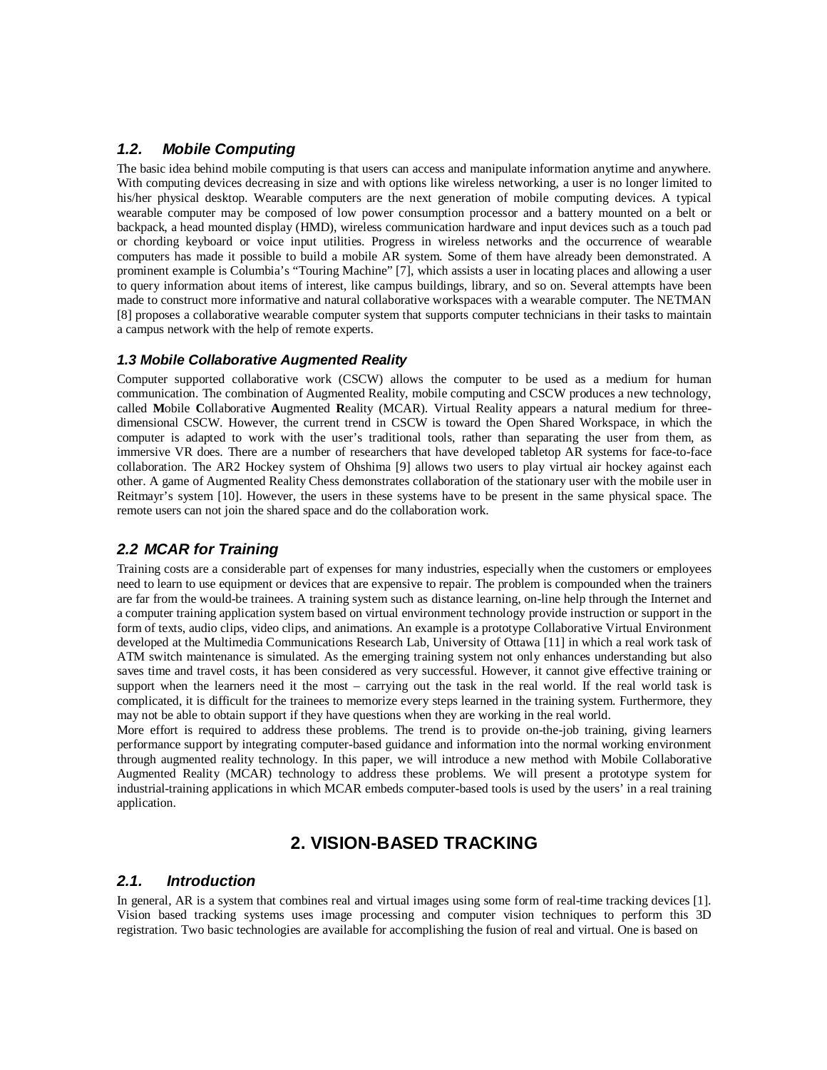### *1.2. Mobile Computing*

The basic idea behind mobile computing is that users can access and manipulate information anytime and anywhere. With computing devices decreasing in size and with options like wireless networking, a user is no longer limited to his/her physical desktop. Wearable computers are the next generation of mobile computing devices. A typical wearable computer may be composed of low power consumption processor and a battery mounted on a belt or backpack, a head mounted display (HMD), wireless communication hardware and input devices such as a touch pad or chording keyboard or voice input utilities. Progress in wireless networks and the occurrence of wearable computers has made it possible to build a mobile AR system. Some of them have already been demonstrated. A prominent example is Columbia's "Touring Machine" [7], which assists a user in locating places and allowing a user to query information about items of interest, like campus buildings, library, and so on. Several attempts have been made to construct more informative and natural collaborative workspaces with a wearable computer. The NETMAN [8] proposes a collaborative wearable computer system that supports computer technicians in their tasks to maintain a campus network with the help of remote experts.

#### *1.3 Mobile Collaborative Augmented Reality*

Computer supported collaborative work (CSCW) allows the computer to be used as a medium for human communication. The combination of Augmented Reality, mobile computing and CSCW produces a new technology, called **M**obile **C**ollaborative **A**ugmented **R**eality (MCAR). Virtual Reality appears a natural medium for three-dimensional CSCW. However, the current trend in CSCW is toward the Open Shared Workspace, in which the computer is adapted to work with the user's traditional tools, rather than separating the user from them, as immersive VR does. There are a number of researchers that have developed tabletop AR systems for face-to-face collaboration. The AR2 Hockey system of Ohshima [9] allows two users to play virtual air hockey against each other. A game of Augmented Reality Chess demonstrates collaboration of the stationary user with the mobile user in Reitmayr's system [10]. However, the users in these systems have to be present in the same physical space. The remote users can not join the shared space and do the collaboration work.

### *2.2 MCAR for Training*

Training costs are a considerable part of expenses for many industries, especially when the customers or employees need to learn to use equipment or devices that are expensive to repair. The problem is compounded when the trainers are far from the would-be trainees. A training system such as distance learning, on-line help through the Internet and a computer training application system based on virtual environment technology provide instruction or support in the form of texts, audio clips, video clips, and animations. An example is a prototype Collaborative Virtual Environment developed at the Multimedia Communications Research Lab, University of Ottawa [11] in which a real work task of ATM switch maintenance is simulated. As the emerging training system not only enhances understanding but also saves time and travel costs, it has been considered as very successful. However, it cannot give effective training or support when the learners need it the most – carrying out the task in the real world. If the real world task is complicated, it is difficult for the trainees to memorize every steps learned in the training system. Furthermore, they may not be able to obtain support if they have questions when they are working in the real world.

More effort is required to address these problems. The trend is to provide on-the-job training, giving learners performance support by integrating computer-based guidance and information into the normal working environment through augmented reality technology. In this paper, we will introduce a new method with Mobile Collaborative Augmented Reality (MCAR) technology to address these problems. We will present a prototype system for industrial-training applications in which MCAR embeds computer-based tools is used by the users' in a real training application.

## 2. VISION-BASED TRACKING

### *2.1. Introduction*

In general, AR is a system that combines real and virtual images using some form of real-time tracking devices [1]. Vision based tracking systems uses image processing and computer vision techniques to perform this 3D registration. Two basic technologies are available for accomplishing the fusion of real and virtual. One is based on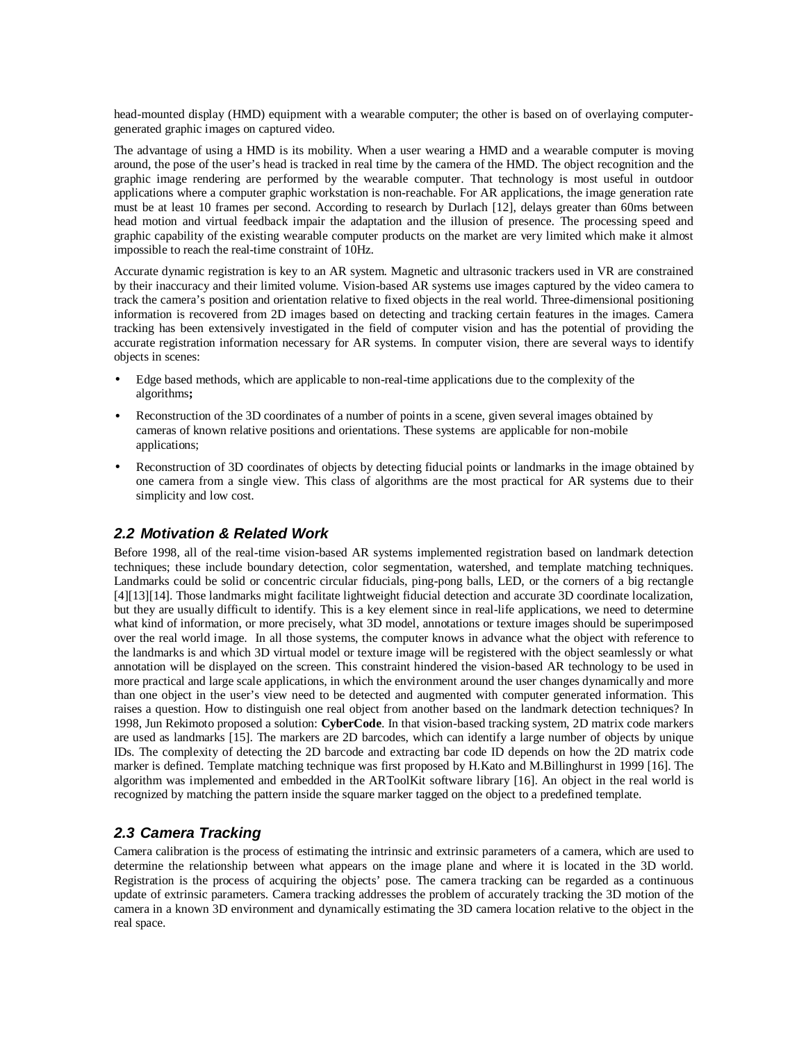head-mounted display (HMD) equipment with a wearable computer; the other is based on of overlaying computer-generated graphic images on captured video.

The advantage of using a HMD is its mobility. When a user wearing a HMD and a wearable computer is moving around, the pose of the user's head is tracked in real time by the camera of the HMD. The object recognition and the graphic image rendering are performed by the wearable computer. That technology is most useful in outdoor applications where a computer graphic workstation is non-reachable. For AR applications, the image generation rate must be at least 10 frames per second. According to research by Durlach [12], delays greater than 60ms between head motion and virtual feedback impair the adaptation and the illusion of presence. The processing speed and graphic capability of the existing wearable computer products on the market are very limited which make it almost impossible to reach the real-time constraint of 10Hz.

Accurate dynamic registration is key to an AR system. Magnetic and ultrasonic trackers used in VR are constrained by their inaccuracy and their limited volume. Vision-based AR systems use images captured by the video camera to track the camera's position and orientation relative to fixed objects in the real world. Three-dimensional positioning information is recovered from 2D images based on detecting and tracking certain features in the images. Camera tracking has been extensively investigated in the field of computer vision and has the potential of providing the accurate registration information necessary for AR systems. In computer vision, there are several ways to identify objects in scenes:

- Edge based methods, which are applicable to non-real-time applications due to the complexity of the algorithms**;**
- Reconstruction of the 3D coordinates of a number of points in a scene, given several images obtained by cameras of known relative positions and orientations. These systems are applicable for non-mobile applications;
- Reconstruction of 3D coordinates of objects by detecting fiducial points or landmarks in the image obtained by one camera from a single view. This class of algorithms are the most practical for AR systems due to their simplicity and low cost.

## 2.2 Motivation & Related Work

Before 1998, all of the real-time vision-based AR systems implemented registration based on landmark detection techniques; these include boundary detection, color segmentation, watershed, and template matching techniques. Landmarks could be solid or concentric circular fiducials, ping-pong balls, LED, or the corners of a big rectangle [4][13][14]. Those landmarks might facilitate lightweight fiducial detection and accurate 3D coordinate localization, but they are usually difficult to identify. This is a key element since in real-life applications, we need to determine what kind of information, or more precisely, what 3D model, annotations or texture images should be superimposed over the real world image. In all those systems, the computer knows in advance what the object with reference to the landmarks is and which 3D virtual model or texture image will be registered with the object seamlessly or what annotation will be displayed on the screen. This constraint hindered the vision-based AR technology to be used in more practical and large scale applications, in which the environment around the user changes dynamically and more than one object in the user's view need to be detected and augmented with computer generated information. This raises a question. How to distinguish one real object from another based on the landmark detection techniques? In 1998, Jun Rekimoto proposed a solution: **CyberCode**. In that vision-based tracking system, 2D matrix code markers are used as landmarks [15]. The markers are 2D barcodes, which can identify a large number of objects by unique IDs. The complexity of detecting the 2D barcode and extracting bar code ID depends on how the 2D matrix code marker is defined. Template matching technique was first proposed by H.Kato and M.Billinghurst in 1999 [16]. The algorithm was implemented and embedded in the ARToolKit software library [16]. An object in the real world is recognized by matching the pattern inside the square marker tagged on the object to a predefined template.

## 2.3 Camera Tracking

Camera calibration is the process of estimating the intrinsic and extrinsic parameters of a camera, which are used to determine the relationship between what appears on the image plane and where it is located in the 3D world. Registration is the process of acquiring the objects' pose. The camera tracking can be regarded as a continuous update of extrinsic parameters. Camera tracking addresses the problem of accurately tracking the 3D motion of the camera in a known 3D environment and dynamically estimating the 3D camera location relative to the object in the real space.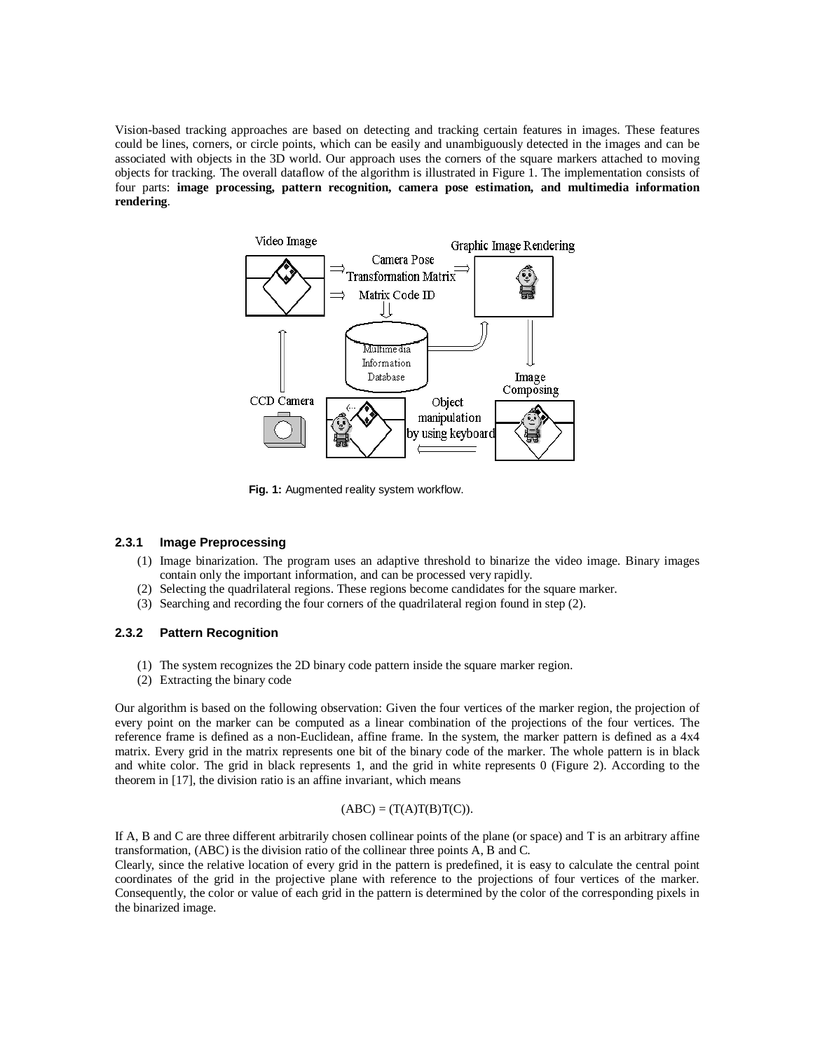Vision-based tracking approaches are based on detecting and tracking certain features in images. These features could be lines, corners, or circle points, which can be easily and unambiguously detected in the images and can be associated with objects in the 3D world. Our approach uses the corners of the square markers attached to moving objects for tracking. The overall dataflow of the algorithm is illustrated in Figure 1. The implementation consists of four parts: **image processing, pattern recognition, camera pose estimation, and multimedia information rendering**.

**Fig. 1:** Augmented reality system workflow.

### 2.3.1 Image Preprocessing

(1) Image binarization. The program uses an adaptive threshold to binarize the video image. Binary images contain only the important information, and can be processed very rapidly.
(2) Selecting the quadrilateral regions. These regions become candidates for the square marker.
(3) Searching and recording the four corners of the quadrilateral region found in step (2).

### 2.3.2 Pattern Recognition

(1) The system recognizes the 2D binary code pattern inside the square marker region.
(2) Extracting the binary code

Our algorithm is based on the following observation: Given the four vertices of the marker region, the projection of every point on the marker can be computed as a linear combination of the projections of the four vertices. The reference frame is defined as a non-Euclidean, affine frame. In the system, the marker pattern is defined as a 4x4 matrix. Every grid in the matrix represents one bit of the binary code of the marker. The whole pattern is in black and white color. The grid in black represents 1, and the grid in white represents 0 (Figure 2). According to the theorem in [17], the division ratio is an affine invariant, which means

$$(ABC) = (T(A)T(B)T(C)).$$

If A, B and C are three different arbitrarily chosen collinear points of the plane (or space) and T is an arbitrary affine transformation, (ABC) is the division ratio of the collinear three points A, B and C.
Clearly, since the relative location of every grid in the pattern is predefined, it is easy to calculate the central point coordinates of the grid in the projective plane with reference to the projections of four vertices of the marker. Consequently, the color or value of each grid in the pattern is determined by the color of the corresponding pixels in the binarized image.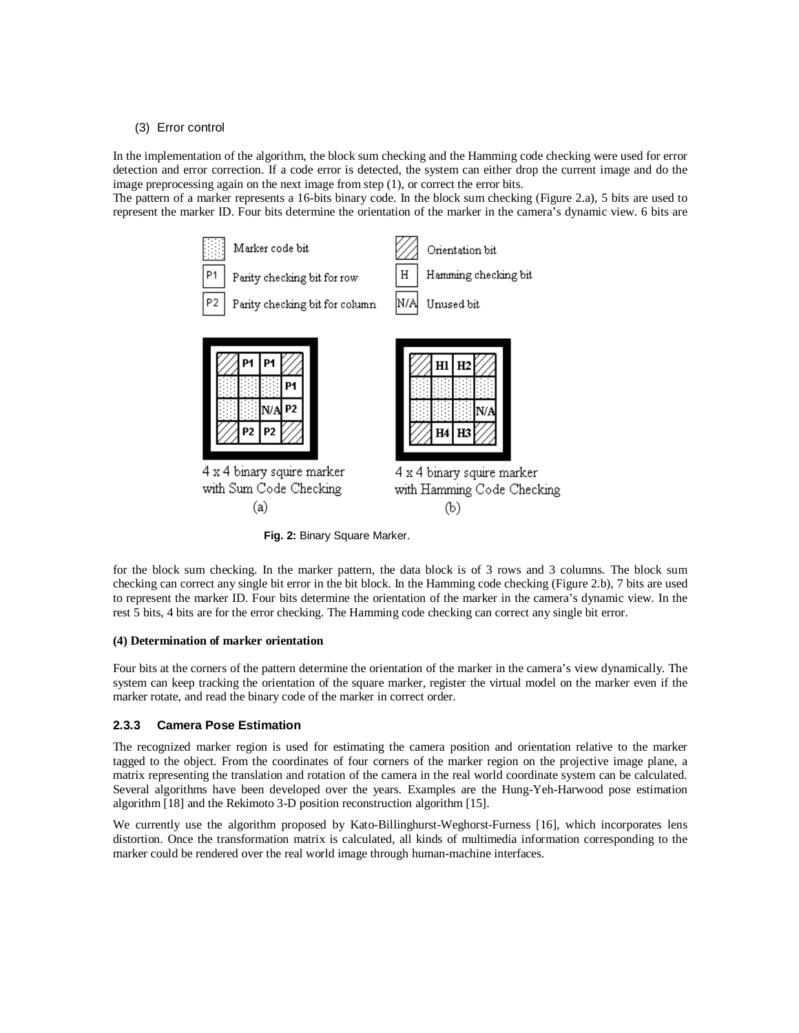(3) Error control

In the implementation of the algorithm, the block sum checking and the Hamming code checking were used for error detection and error correction. If a code error is detected, the system can either drop the current image and do the image preprocessing again on the next image from step (1), or correct the error bits.

The pattern of a marker represents a 16-bits binary code. In the block sum checking (Figure 2.a), 5 bits are used to represent the marker ID. Four bits determine the orientation of the marker in the camera's dynamic view. 6 bits are for the block sum checking. In the marker pattern, the data block is of 3 rows and 3 columns. The block sum checking can correct any single bit error in the bit block. In the Hamming code checking (Figure 2.b), 7 bits are used to represent the marker ID. Four bits determine the orientation of the marker in the camera's dynamic view. In the rest 5 bits, 4 bits are for the error checking. The Hamming code checking can correct any single bit error.

**Fig. 2:** Binary Square Marker.

**(4) Determination of marker orientation**

Four bits at the corners of the pattern determine the orientation of the marker in the camera's view dynamically. The system can keep tracking the orientation of the square marker, register the virtual model on the marker even if the marker rotate, and read the binary code of the marker in correct order.

### 2.3.3 Camera Pose Estimation

The recognized marker region is used for estimating the camera position and orientation relative to the marker tagged to the object. From the coordinates of four corners of the marker region on the projective image plane, a matrix representing the translation and rotation of the camera in the real world coordinate system can be calculated. Several algorithms have been developed over the years. Examples are the Hung-Yeh-Harwood pose estimation algorithm [18] and the Rekimoto 3-D position reconstruction algorithm [15].

We currently use the algorithm proposed by Kato-Billinghurst-Weghorst-Furness [16], which incorporates lens distortion. Once the transformation matrix is calculated, all kinds of multimedia information corresponding to the marker could be rendered over the real world image through human-machine interfaces.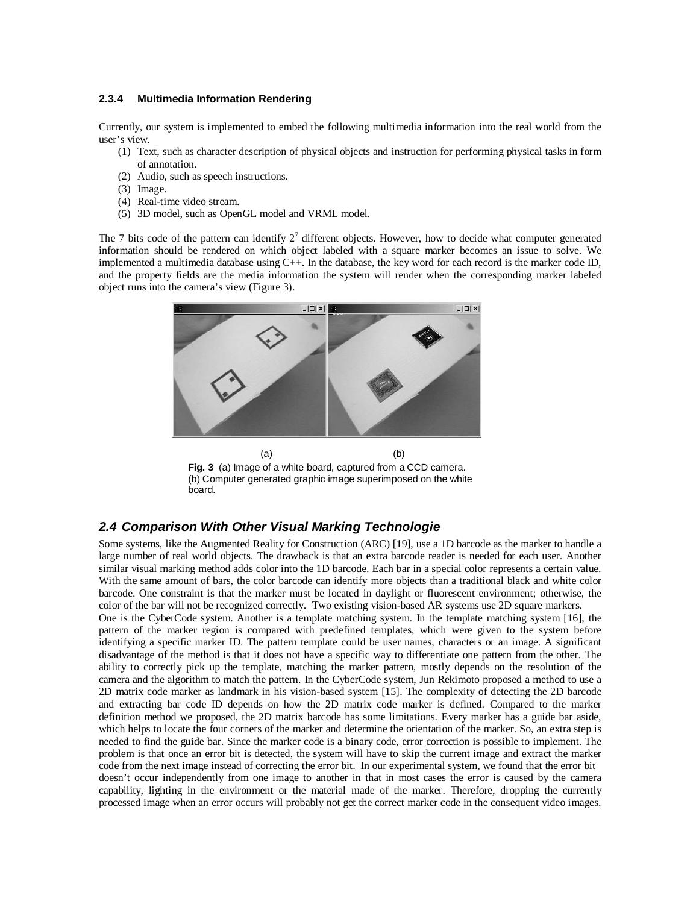#### 2.3.4 Multimedia Information Rendering

Currently, our system is implemented to embed the following multimedia information into the real world from the user's view.

(1) Text, such as character description of physical objects and instruction for performing physical tasks in form of annotation.
(2) Audio, such as speech instructions.
(3) Image.
(4) Real-time video stream.
(5) 3D model, such as OpenGL model and VRML model.

The 7 bits code of the pattern can identify $2^7$ different objects. However, how to decide what computer generated information should be rendered on which object labeled with a square marker becomes an issue to solve. We implemented a multimedia database using C++. In the database, the key word for each record is the marker code ID, and the property fields are the media information the system will render when the corresponding marker labeled object runs into the camera's view (Figure 3).

(a) (b)

**Fig. 3** (a) Image of a white board, captured from a CCD camera. (b) Computer generated graphic image superimposed on the white board.

### *2.4 Comparison With Other Visual Marking Technologie*

Some systems, like the Augmented Reality for Construction (ARC) [19], use a 1D barcode as the marker to handle a large number of real world objects. The drawback is that an extra barcode reader is needed for each user. Another similar visual marking method adds color into the 1D barcode. Each bar in a special color represents a certain value. With the same amount of bars, the color barcode can identify more objects than a traditional black and white color barcode. One constraint is that the marker must be located in daylight or fluorescent environment; otherwise, the color of the bar will not be recognized correctly. Two existing vision-based AR systems use 2D square markers.
One is the CyberCode system. Another is a template matching system. In the template matching system [16], the pattern of the marker region is compared with predefined templates, which were given to the system before identifying a specific marker ID. The pattern template could be user names, characters or an image. A significant disadvantage of the method is that it does not have a specific way to differentiate one pattern from the other. The ability to correctly pick up the template, matching the marker pattern, mostly depends on the resolution of the camera and the algorithm to match the pattern. In the CyberCode system, Jun Rekimoto proposed a method to use a 2D matrix code marker as landmark in his vision-based system [15]. The complexity of detecting the 2D barcode and extracting bar code ID depends on how the 2D matrix code marker is defined. Compared to the marker definition method we proposed, the 2D matrix barcode has some limitations. Every marker has a guide bar aside, which helps to locate the four corners of the marker and determine the orientation of the marker. So, an extra step is needed to find the guide bar. Since the marker code is a binary code, error correction is possible to implement. The problem is that once an error bit is detected, the system will have to skip the current image and extract the marker code from the next image instead of correcting the error bit. In our experimental system, we found that the error bit doesn't occur independently from one image to another in that in most cases the error is caused by the camera capability, lighting in the environment or the material made of the marker. Therefore, dropping the currently processed image when an error occurs will probably not get the correct marker code in the consequent video images.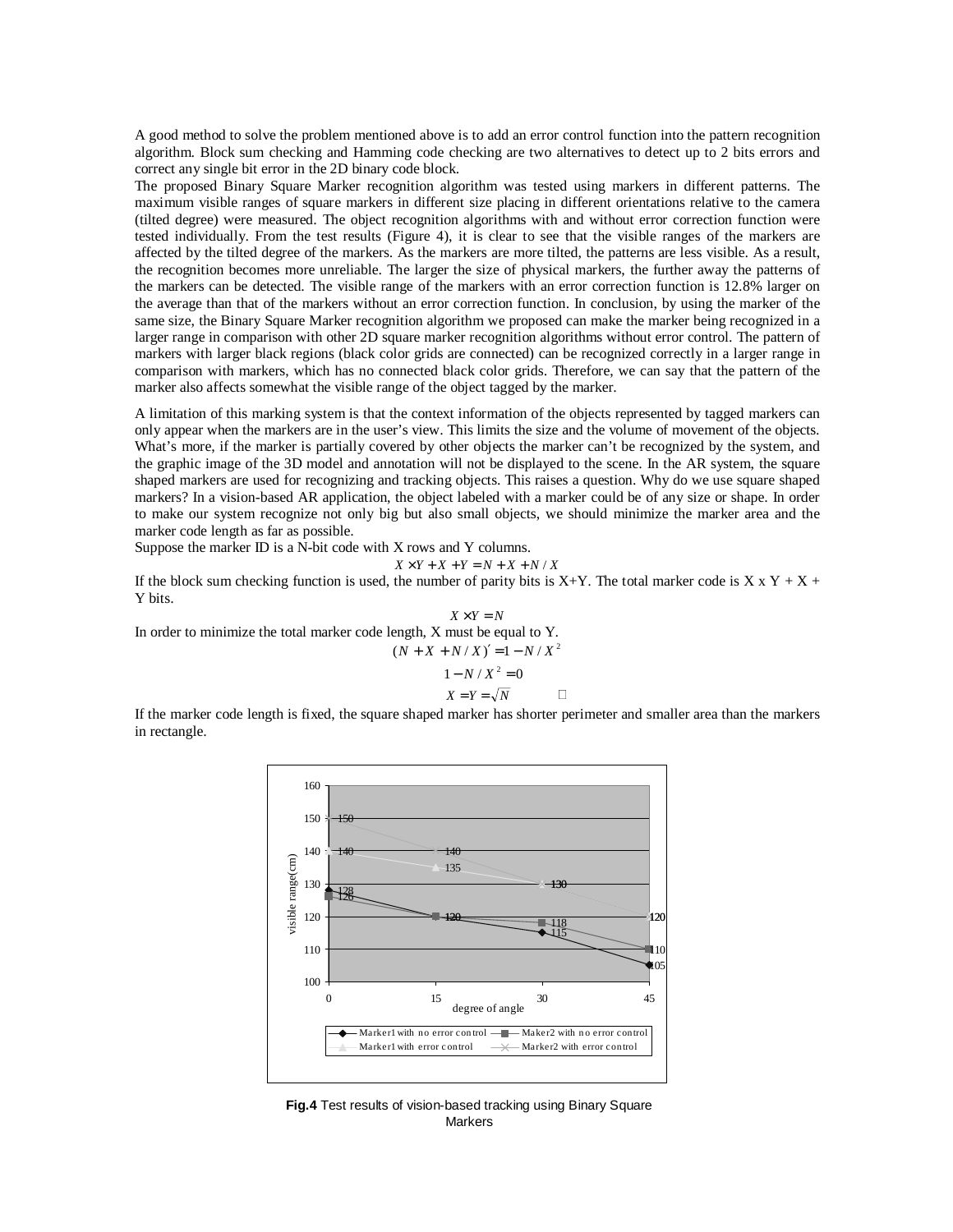A good method to solve the problem mentioned above is to add an error control function into the pattern recognition algorithm. Block sum checking and Hamming code checking are two alternatives to detect up to 2 bits errors and correct any single bit error in the 2D binary code block.

The proposed Binary Square Marker recognition algorithm was tested using markers in different patterns. The maximum visible ranges of square markers in different size placing in different orientations relative to the camera (tilted degree) were measured. The object recognition algorithms with and without error correction function were tested individually. From the test results (Figure 4), it is clear to see that the visible ranges of the markers are affected by the tilted degree of the markers. As the markers are more tilted, the patterns are less visible. As a result, the recognition becomes more unreliable. The larger the size of physical markers, the further away the patterns of the markers can be detected. The visible range of the markers with an error correction function is 12.8% larger on the average than that of the markers without an error correction function. In conclusion, by using the marker of the same size, the Binary Square Marker recognition algorithm we proposed can make the marker being recognized in a larger range in comparison with other 2D square marker recognition algorithms without error control. The pattern of markers with larger black regions (black color grids are connected) can be recognized correctly in a larger range in comparison with markers, which has no connected black color grids. Therefore, we can say that the pattern of the marker also affects somewhat the visible range of the object tagged by the marker.

A limitation of this marking system is that the context information of the objects represented by tagged markers can only appear when the markers are in the user's view. This limits the size and the volume of movement of the objects. What's more, if the marker is partially covered by other objects the marker can't be recognized by the system, and the graphic image of the 3D model and annotation will not be displayed to the scene. In the AR system, the square shaped markers are used for recognizing and tracking objects. This raises a question. Why do we use square shaped markers? In a vision-based AR application, the object labeled with a marker could be of any size or shape. In order to make our system recognize not only big but also small objects, we should minimize the marker area and the marker code length as far as possible.

Suppose the marker ID is a N-bit code with X rows and Y columns.

$$X \times Y + X + Y = N + X + N / X$$

If the block sum checking function is used, the number of parity bits is X+Y. The total marker code is X x Y + X + Y bits.

$$X \times Y = N$$

In order to minimize the total marker code length, X must be equal to Y.

$$(N + X + N / X)' = 1 - N / X^2$$

$$1 - N / X^2 = 0$$

$$X = Y = \sqrt{N} \qquad \square$$

If the marker code length is fixed, the square shaped marker has shorter perimeter and smaller area than the markers in rectangle.

visible range(cm)
160
150
140
130
120
110
100
0 15 30 45
degree of angle
150 140 140 135 130 130 128 126 120 120 118 115 120 110 105
Marker1 with no error control
Maker2 with no error control
Marker1 with error control
Marker2 with error control

**Fig.4** Test results of vision-based tracking using Binary Square Markers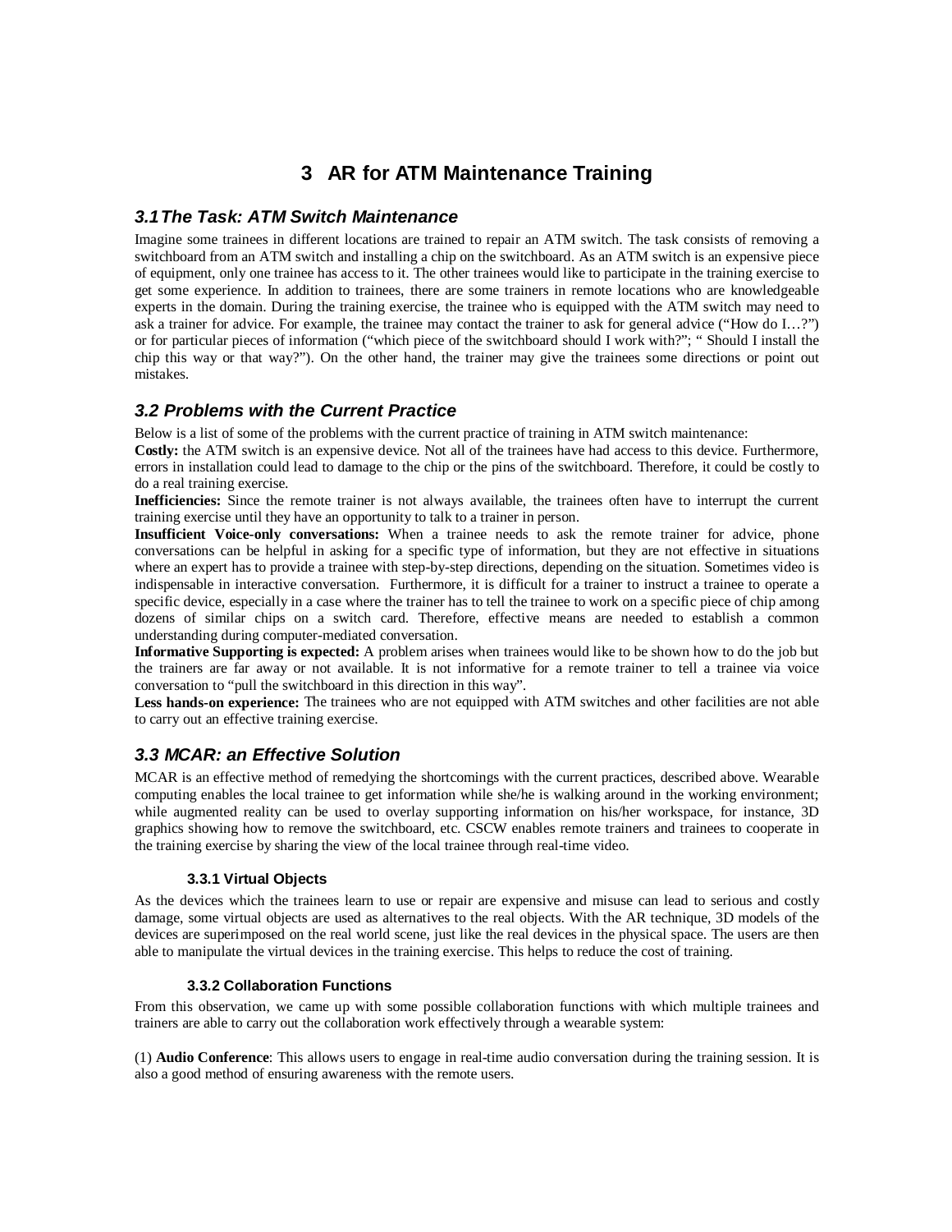# 3 AR for ATM Maintenance Training

## 3.1 The Task: ATM Switch Maintenance

Imagine some trainees in different locations are trained to repair an ATM switch. The task consists of removing a switchboard from an ATM switch and installing a chip on the switchboard. As an ATM switch is an expensive piece of equipment, only one trainee has access to it. The other trainees would like to participate in the training exercise to get some experience. In addition to trainees, there are some trainers in remote locations who are knowledgeable experts in the domain. During the training exercise, the trainee who is equipped with the ATM switch may need to ask a trainer for advice. For example, the trainee may contact the trainer to ask for general advice ("How do I…?") or for particular pieces of information ("which piece of the switchboard should I work with?"; " Should I install the chip this way or that way?"). On the other hand, the trainer may give the trainees some directions or point out mistakes.

## 3.2 Problems with the Current Practice

Below is a list of some of the problems with the current practice of training in ATM switch maintenance:

**Costly:** the ATM switch is an expensive device. Not all of the trainees have had access to this device. Furthermore, errors in installation could lead to damage to the chip or the pins of the switchboard. Therefore, it could be costly to do a real training exercise.

**Inefficiencies:** Since the remote trainer is not always available, the trainees often have to interrupt the current training exercise until they have an opportunity to talk to a trainer in person.

**Insufficient Voice-only conversations:** When a trainee needs to ask the remote trainer for advice, phone conversations can be helpful in asking for a specific type of information, but they are not effective in situations where an expert has to provide a trainee with step-by-step directions, depending on the situation. Sometimes video is indispensable in interactive conversation. Furthermore, it is difficult for a trainer to instruct a trainee to operate a specific device, especially in a case where the trainer has to tell the trainee to work on a specific piece of chip among dozens of similar chips on a switch card. Therefore, effective means are needed to establish a common understanding during computer-mediated conversation.

**Informative Supporting is expected:** A problem arises when trainees would like to be shown how to do the job but the trainers are far away or not available. It is not informative for a remote trainer to tell a trainee via voice conversation to "pull the switchboard in this direction in this way".

**Less hands-on experience:** The trainees who are not equipped with ATM switches and other facilities are not able to carry out an effective training exercise.

## 3.3 MCAR: an Effective Solution

MCAR is an effective method of remedying the shortcomings with the current practices, described above. Wearable computing enables the local trainee to get information while she/he is walking around in the working environment; while augmented reality can be used to overlay supporting information on his/her workspace, for instance, 3D graphics showing how to remove the switchboard, etc. CSCW enables remote trainers and trainees to cooperate in the training exercise by sharing the view of the local trainee through real-time video.

### 3.3.1 Virtual Objects

As the devices which the trainees learn to use or repair are expensive and misuse can lead to serious and costly damage, some virtual objects are used as alternatives to the real objects. With the AR technique, 3D models of the devices are superimposed on the real world scene, just like the real devices in the physical space. The users are then able to manipulate the virtual devices in the training exercise. This helps to reduce the cost of training.

### 3.3.2 Collaboration Functions

From this observation, we came up with some possible collaboration functions with which multiple trainees and trainers are able to carry out the collaboration work effectively through a wearable system:

(1) **Audio Conference**: This allows users to engage in real-time audio conversation during the training session. It is also a good method of ensuring awareness with the remote users.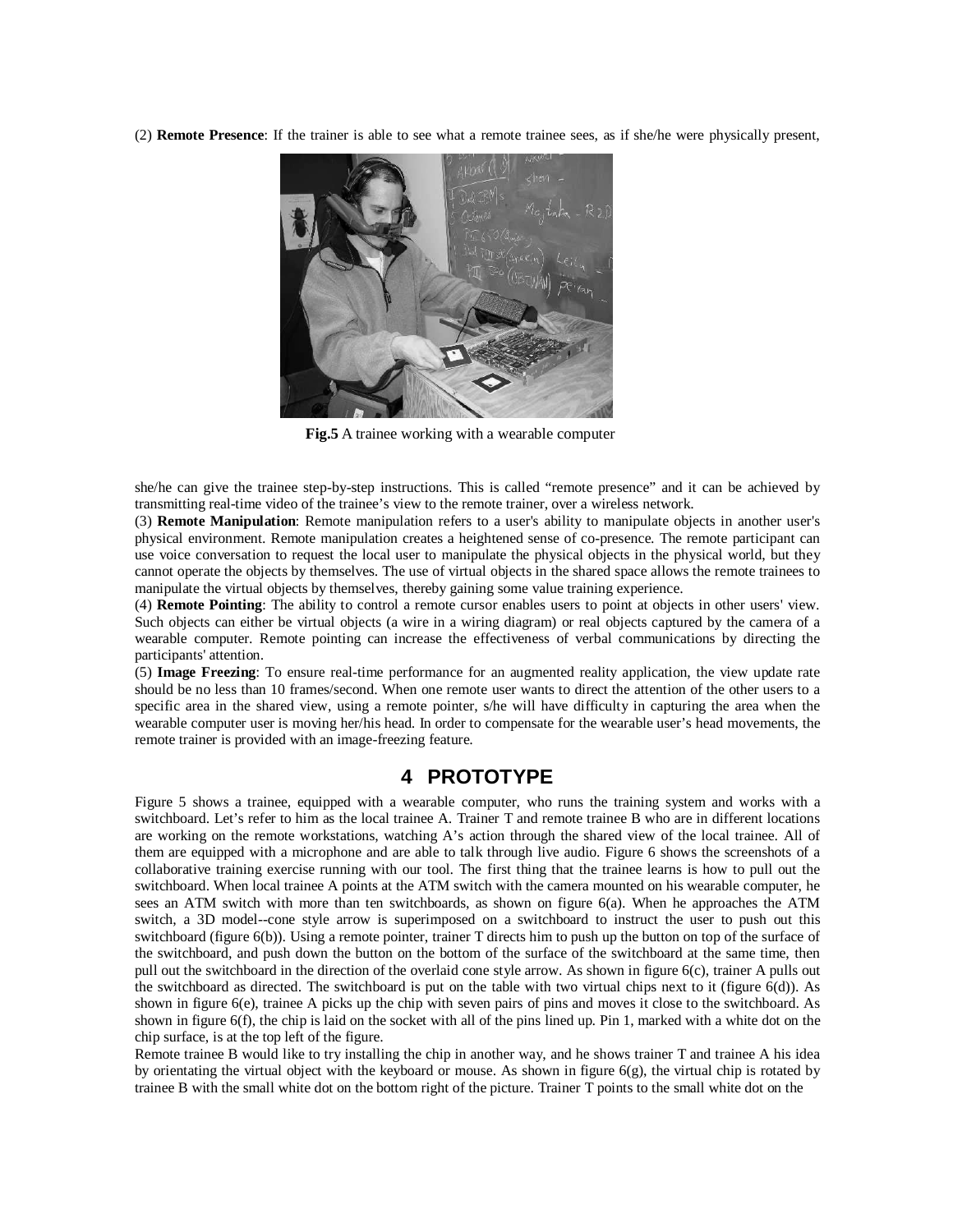(2) **Remote Presence**: If the trainer is able to see what a remote trainee sees, as if she/he were physically present,

**Fig.5** A trainee working with a wearable computer

she/he can give the trainee step-by-step instructions. This is called "remote presence" and it can be achieved by transmitting real-time video of the trainee's view to the remote trainer, over a wireless network.

(3) **Remote Manipulation**: Remote manipulation refers to a user's ability to manipulate objects in another user's physical environment. Remote manipulation creates a heightened sense of co-presence. The remote participant can use voice conversation to request the local user to manipulate the physical objects in the physical world, but they cannot operate the objects by themselves. The use of virtual objects in the shared space allows the remote trainees to manipulate the virtual objects by themselves, thereby gaining some value training experience.

(4) **Remote Pointing**: The ability to control a remote cursor enables users to point at objects in other users' view. Such objects can either be virtual objects (a wire in a wiring diagram) or real objects captured by the camera of a wearable computer. Remote pointing can increase the effectiveness of verbal communications by directing the participants' attention.

(5) **Image Freezing**: To ensure real-time performance for an augmented reality application, the view update rate should be no less than 10 frames/second. When one remote user wants to direct the attention of the other users to a specific area in the shared view, using a remote pointer, s/he will have difficulty in capturing the area when the wearable computer user is moving her/his head. In order to compensate for the wearable user's head movements, the remote trainer is provided with an image-freezing feature.

## 4 PROTOTYPE

Figure 5 shows a trainee, equipped with a wearable computer, who runs the training system and works with a switchboard. Let's refer to him as the local trainee A. Trainer T and remote trainee B who are in different locations are working on the remote workstations, watching A's action through the shared view of the local trainee. All of them are equipped with a microphone and are able to talk through live audio. Figure 6 shows the screenshots of a collaborative training exercise running with our tool. The first thing that the trainee learns is how to pull out the switchboard. When local trainee A points at the ATM switch with the camera mounted on his wearable computer, he sees an ATM switch with more than ten switchboards, as shown on figure 6(a). When he approaches the ATM switch, a 3D model--cone style arrow is superimposed on a switchboard to instruct the user to push out this switchboard (figure 6(b)). Using a remote pointer, trainer T directs him to push up the button on top of the surface of the switchboard, and push down the button on the bottom of the surface of the switchboard at the same time, then pull out the switchboard in the direction of the overlaid cone style arrow. As shown in figure 6(c), trainer A pulls out the switchboard as directed. The switchboard is put on the table with two virtual chips next to it (figure 6(d)). As shown in figure 6(e), trainee A picks up the chip with seven pairs of pins and moves it close to the switchboard. As shown in figure 6(f), the chip is laid on the socket with all of the pins lined up. Pin 1, marked with a white dot on the chip surface, is at the top left of the figure.

Remote trainee B would like to try installing the chip in another way, and he shows trainer T and trainee A his idea by orientating the virtual object with the keyboard or mouse. As shown in figure 6(g), the virtual chip is rotated by trainee B with the small white dot on the bottom right of the picture. Trainer T points to the small white dot on the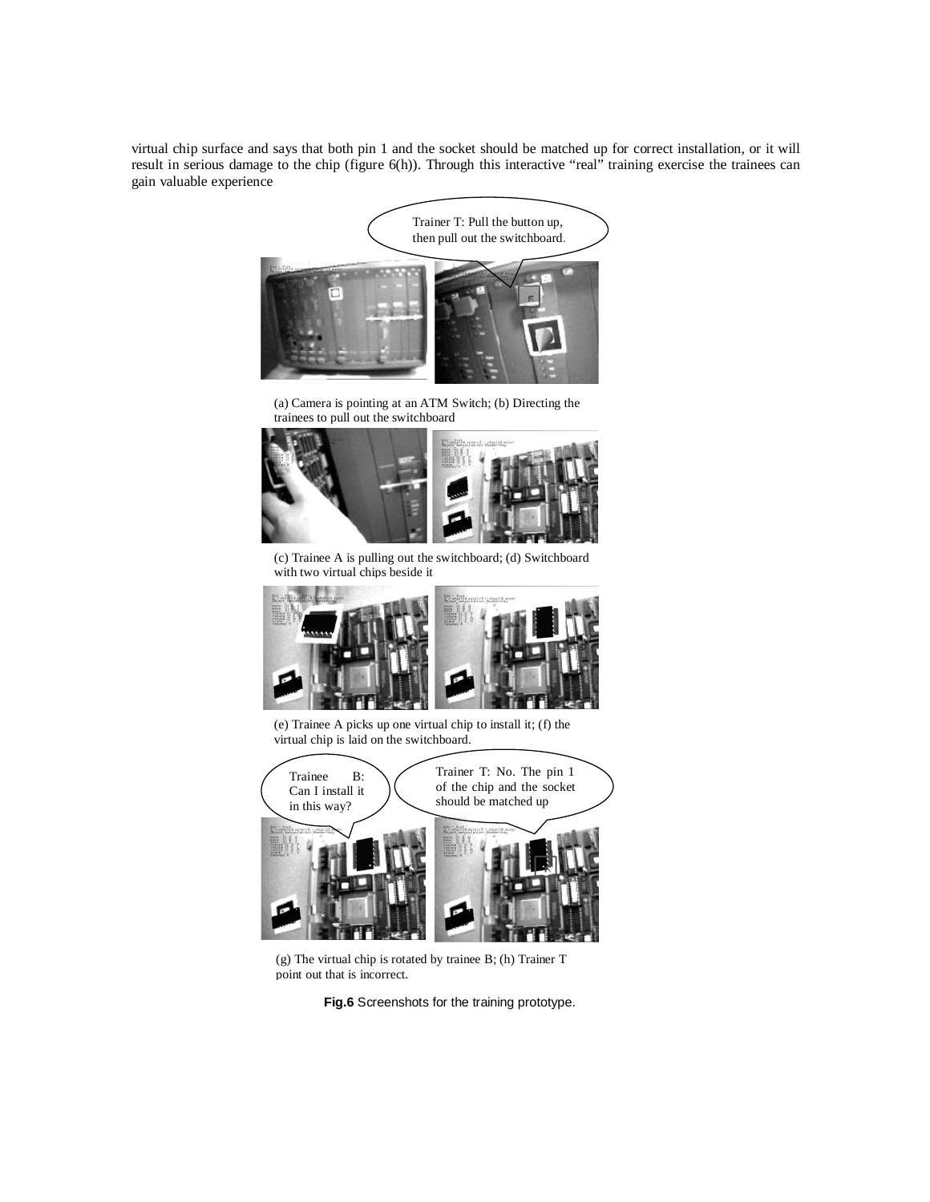virtual chip surface and says that both pin 1 and the socket should be matched up for correct installation, or it will result in serious damage to the chip (figure 6(h)). Through this interactive "real" training exercise the trainees can gain valuable experience

(a) Camera is pointing at an ATM Switch; (b) Directing the trainees to pull out the switchboard

(c) Trainee A is pulling out the switchboard; (d) Switchboard with two virtual chips beside it

(e) Trainee A picks up one virtual chip to install it; (f) the virtual chip is laid on the switchboard.

(g) The virtual chip is rotated by trainee B; (h) Trainer T point out that is incorrect.

**Fig.6** Screenshots for the training prototype.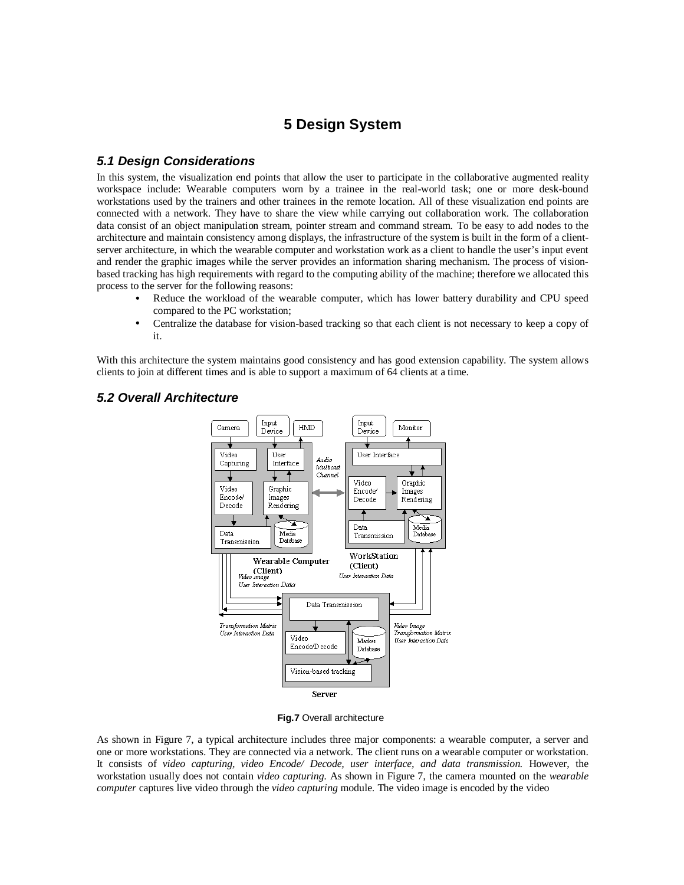# 5 Design System

## 5.1 Design Considerations

In this system, the visualization end points that allow the user to participate in the collaborative augmented reality workspace include: Wearable computers worn by a trainee in the real-world task; one or more desk-bound workstations used by the trainers and other trainees in the remote location. All of these visualization end points are connected with a network. They have to share the view while carrying out collaboration work. The collaboration data consist of an object manipulation stream, pointer stream and command stream. To be easy to add nodes to the architecture and maintain consistency among displays, the infrastructure of the system is built in the form of a client-server architecture, in which the wearable computer and workstation work as a client to handle the user's input event and render the graphic images while the server provides an information sharing mechanism. The process of vision-based tracking has high requirements with regard to the computing ability of the machine; therefore we allocated this process to the server for the following reasons:

- Reduce the workload of the wearable computer, which has lower battery durability and CPU speed compared to the PC workstation;
- Centralize the database for vision-based tracking so that each client is not necessary to keep a copy of it.

With this architecture the system maintains good consistency and has good extension capability. The system allows clients to join at different times and is able to support a maximum of 64 clients at a time.

## 5.2 Overall Architecture

Camera
Input Device
HMD
Video Capturing
User Interface
Video Encode/ Decode
Graphic Images Rendering
Data Transmission
Media Database
Wearable Computer (Client)
Video image
User Interaction Data
Audio Multicast Channel
Input Device
Monitor
User Interface
Video Encode/ Decode
Graphic Images Rendering
Data Transmission
Media Database
WorkStation (Client)
User Interaction Data
Data Transmission
Video Encode/Decode
Marker Database
Vision-based tracking
Server
Transformation Matrix
User Interaction Data
Video Image
Transformation Matrix
User Interaction Data

**Fig.7** Overall architecture

As shown in Figure 7, a typical architecture includes three major components: a wearable computer, a server and one or more workstations. They are connected via a network. The client runs on a wearable computer or workstation. It consists of *video capturing*, *video Encode/ Decode*, *user interface, and data transmission*. However, the workstation usually does not contain *video capturing*. As shown in Figure 7, the camera mounted on the *wearable computer* captures live video through the *video capturing* module. The video image is encoded by the video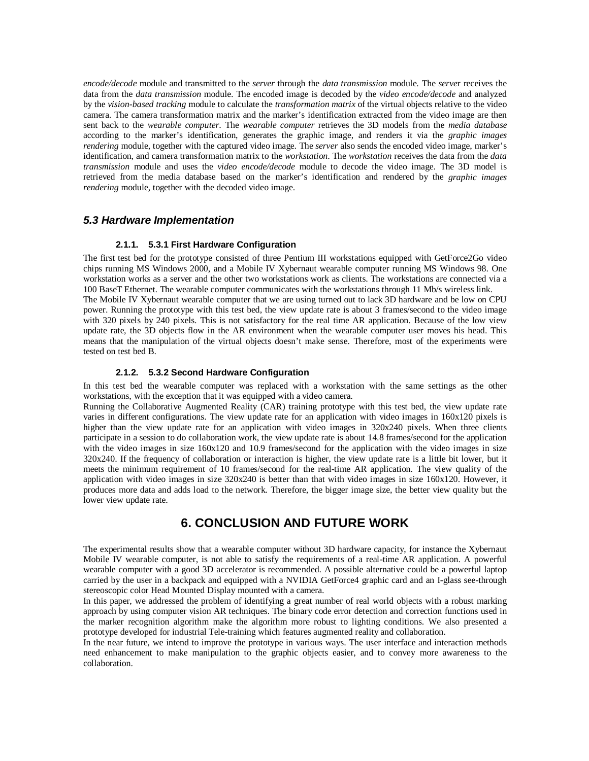*encode/decode* module and transmitted to the *server* through the *data transmission* module. The *server* receives the data from the *data transmission* module. The encoded image is decoded by the *video encode/decode* and analyzed by the *vision-based tracking* module to calculate the *transformation matrix* of the virtual objects relative to the video camera. The camera transformation matrix and the marker's identification extracted from the video image are then sent back to the *wearable computer*. The *wearable computer* retrieves the 3D models from the *media database* according to the marker's identification, generates the graphic image, and renders it via the *graphic images rendering* module, together with the captured video image. The *server* also sends the encoded video image, marker's identification, and camera transformation matrix to the *workstation*. The *workstation* receives the data from the *data transmission* module and uses the *video encode/decode* module to decode the video image. The 3D model is retrieved from the media database based on the marker's identification and rendered by the *graphic images rendering* module, together with the decoded video image.

## *5.3 Hardware Implementation*

#### 2.1.1. 5.3.1 First Hardware Configuration

The first test bed for the prototype consisted of three Pentium III workstations equipped with GetForce2Go video chips running MS Windows 2000, and a Mobile IV Xybernaut wearable computer running MS Windows 98. One workstation works as a server and the other two workstations work as clients. The workstations are connected via a 100 BaseT Ethernet. The wearable computer communicates with the workstations through 11 Mb/s wireless link.
The Mobile IV Xybernaut wearable computer that we are using turned out to lack 3D hardware and be low on CPU power. Running the prototype with this test bed, the view update rate is about 3 frames/second to the video image with 320 pixels by 240 pixels. This is not satisfactory for the real time AR application. Because of the low view update rate, the 3D objects flow in the AR environment when the wearable computer user moves his head. This means that the manipulation of the virtual objects doesn't make sense. Therefore, most of the experiments were tested on test bed B.

#### 2.1.2. 5.3.2 Second Hardware Configuration

In this test bed the wearable computer was replaced with a workstation with the same settings as the other workstations, with the exception that it was equipped with a video camera.
Running the Collaborative Augmented Reality (CAR) training prototype with this test bed, the view update rate varies in different configurations. The view update rate for an application with video images in 160x120 pixels is higher than the view update rate for an application with video images in 320x240 pixels. When three clients participate in a session to do collaboration work, the view update rate is about 14.8 frames/second for the application with the video images in size 160x120 and 10.9 frames/second for the application with the video images in size 320x240. If the frequency of collaboration or interaction is higher, the view update rate is a little bit lower, but it meets the minimum requirement of 10 frames/second for the real-time AR application. The view quality of the application with video images in size 320x240 is better than that with video images in size 160x120. However, it produces more data and adds load to the network. Therefore, the bigger image size, the better view quality but the lower view update rate.

# 6. CONCLUSION AND FUTURE WORK

The experimental results show that a wearable computer without 3D hardware capacity, for instance the Xybernaut Mobile IV wearable computer, is not able to satisfy the requirements of a real-time AR application. A powerful wearable computer with a good 3D accelerator is recommended. A possible alternative could be a powerful laptop carried by the user in a backpack and equipped with a NVIDIA GetForce4 graphic card and an I-glass see-through stereoscopic color Head Mounted Display mounted with a camera.
In this paper, we addressed the problem of identifying a great number of real world objects with a robust marking approach by using computer vision AR techniques. The binary code error detection and correction functions used in the marker recognition algorithm make the algorithm more robust to lighting conditions. We also presented a prototype developed for industrial Tele-training which features augmented reality and collaboration.
In the near future, we intend to improve the prototype in various ways. The user interface and interaction methods need enhancement to make manipulation to the graphic objects easier, and to convey more awareness to the collaboration.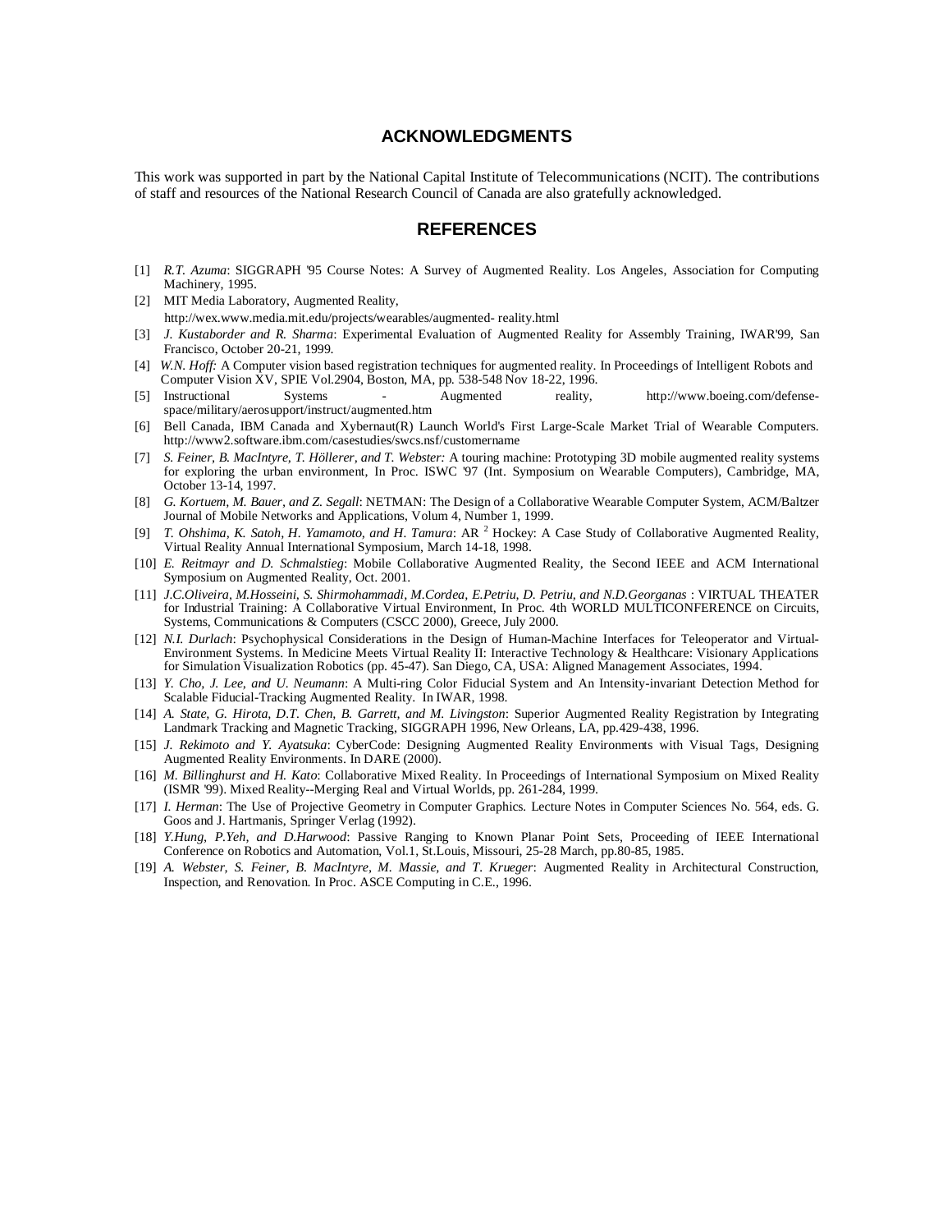## ACKNOWLEDGMENTS

This work was supported in part by the National Capital Institute of Telecommunications (NCIT). The contributions of staff and resources of the National Research Council of Canada are also gratefully acknowledged.

## REFERENCES

[1] *R.T. Azuma*: SIGGRAPH '95 Course Notes: A Survey of Augmented Reality. Los Angeles, Association for Computing Machinery, 1995.

[2] MIT Media Laboratory, Augmented Reality, http://wex.www.media.mit.edu/projects/wearables/augmented- reality.html

[3] *J. Kustaborder and R. Sharma*: Experimental Evaluation of Augmented Reality for Assembly Training, IWAR'99, San Francisco, October 20-21, 1999.

[4] *W.N. Hoff*: A Computer vision based registration techniques for augmented reality. In Proceedings of Intelligent Robots and Computer Vision XV, SPIE Vol.2904, Boston, MA, pp. 538-548 Nov 18-22, 1996.

[5] Instructional Systems - Augmented reality, http://www.boeing.com/defense-space/military/aerosupport/instruct/augmented.htm

[6] Bell Canada, IBM Canada and Xybernaut(R) Launch World's First Large-Scale Market Trial of Wearable Computers. http://www2.software.ibm.com/casestudies/swcs.nsf/customername

[7] *S. Feiner, B. MacIntyre, T. Höllerer, and T. Webster:* A touring machine: Prototyping 3D mobile augmented reality systems for exploring the urban environment, In Proc. ISWC '97 (Int. Symposium on Wearable Computers), Cambridge, MA, October 13-14, 1997.

[8] *G. Kortuem, M. Bauer, and Z. Segall*: NETMAN: The Design of a Collaborative Wearable Computer System, ACM/Baltzer Journal of Mobile Networks and Applications, Volum 4, Number 1, 1999.

[9] *T. Ohshima, K. Satoh, H. Yamamoto, and H. Tamura*: AR $^2$ Hockey: A Case Study of Collaborative Augmented Reality, Virtual Reality Annual International Symposium, March 14-18, 1998.

[10] *E. Reitmayr and D. Schmalstieg*: Mobile Collaborative Augmented Reality, the Second IEEE and ACM International Symposium on Augmented Reality, Oct. 2001.

[11] *J.C.Oliveira, M.Hosseini, S. Shirmohammadi, M.Cordea, E.Petriu, D. Petriu, and N.D.Georganas* : VIRTUAL THEATER for Industrial Training: A Collaborative Virtual Environment, In Proc. 4th WORLD MULTICONFERENCE on Circuits, Systems, Communications & Computers (CSCC 2000), Greece, July 2000.

[12] *N.I. Durlach*: Psychophysical Considerations in the Design of Human-Machine Interfaces for Teleoperator and Virtual-Environment Systems. In Medicine Meets Virtual Reality II: Interactive Technology & Healthcare: Visionary Applications for Simulation Visualization Robotics (pp. 45-47). San Diego, CA, USA: Aligned Management Associates, 1994.

[13] *Y. Cho, J. Lee, and U. Neumann*: A Multi-ring Color Fiducial System and An Intensity-invariant Detection Method for Scalable Fiducial-Tracking Augmented Reality. In IWAR, 1998.

[14] *A. State, G. Hirota, D.T. Chen, B. Garrett, and M. Livingston*: Superior Augmented Reality Registration by Integrating Landmark Tracking and Magnetic Tracking, SIGGRAPH 1996, New Orleans, LA, pp.429-438, 1996.

[15] *J. Rekimoto and Y. Ayatsuka*: CyberCode: Designing Augmented Reality Environments with Visual Tags, Designing Augmented Reality Environments. In DARE (2000).

[16] *M. Billinghurst and H. Kato*: Collaborative Mixed Reality. In Proceedings of International Symposium on Mixed Reality (ISMR '99). Mixed Reality--Merging Real and Virtual Worlds, pp. 261-284, 1999.

[17] *I. Herman*: The Use of Projective Geometry in Computer Graphics. Lecture Notes in Computer Sciences No. 564, eds. G. Goos and J. Hartmanis, Springer Verlag (1992).

[18] *Y.Hung, P.Yeh, and D.Harwood*: Passive Ranging to Known Planar Point Sets, Proceeding of IEEE International Conference on Robotics and Automation, Vol.1, St.Louis, Missouri, 25-28 March, pp.80-85, 1985.

[19] *A. Webster, S. Feiner, B. MacIntyre, M. Massie, and T. Krueger*: Augmented Reality in Architectural Construction, Inspection, and Renovation. In Proc. ASCE Computing in C.E., 1996.